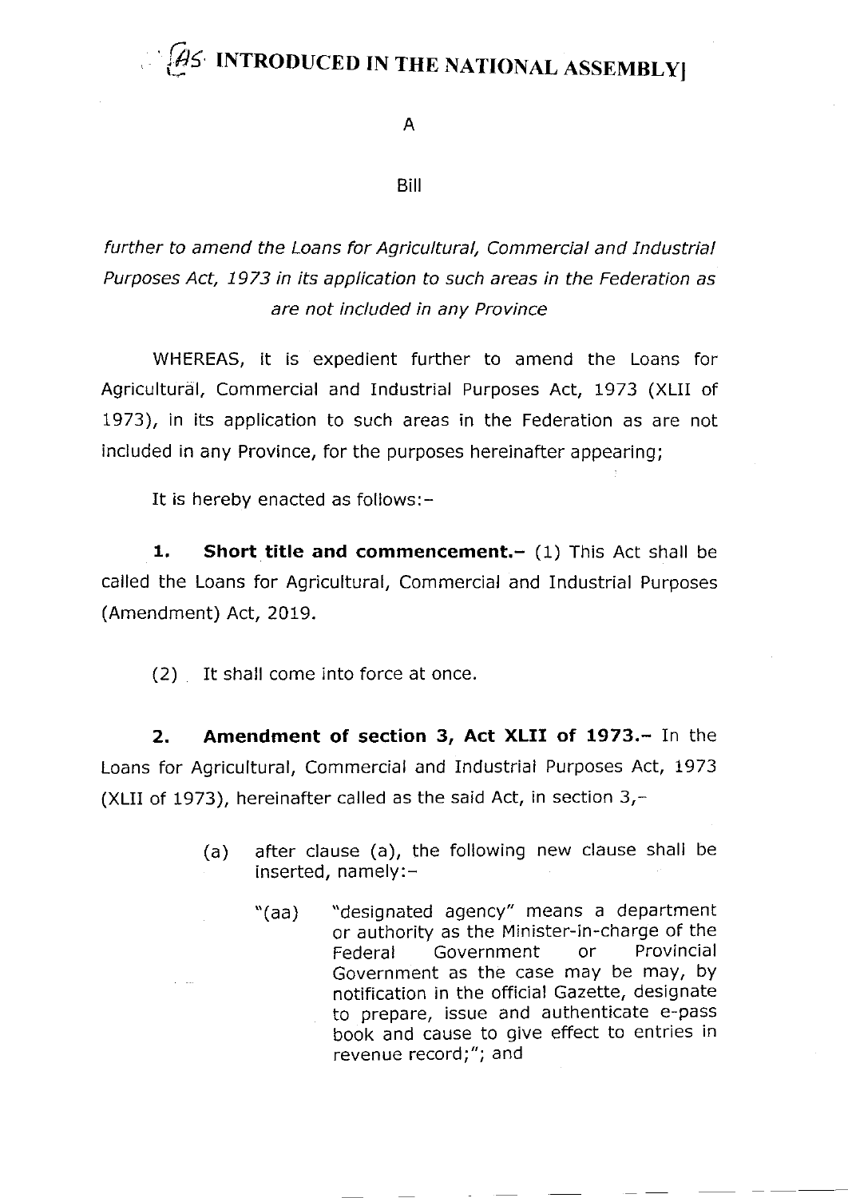# [AS INTRODUCED IN THE NATIONAL ASSEMBLY]

A

Bill

*further to amend the Loans for Agricultural, Commercial and Industrial Purposes Act, 1973 in its application to such areas in the Federation as are not included in any Province*

WHEREAS, it is expedient further to amend the Loans for Agricultural, Commercial and Industrial Purposes Act, 1973 (XLII of 1973), in its application to such areas in the Federation as are not included in any Province, for the purposes hereinafter appearing;

It is hereby enacted as follows:-

**1. Short title and commencement.-** (1) This Act shall be called the Loans for Agricultural, Commercial and Industrial Purposes (Amendment) Act, 2019.

(2) It shall come into force at once.

**2. Amendment of section 3, Act XLII of 1973.-** In the Loans for Agricultural, Commercial and Industrial Purposes Act, 1973 (XLII of 1973), hereinafter called as the said Act, in section 3,-

(a) after clause (a), the following new clause shall be inserted, namely:-

"(aa) "designated agency" means a department or authority as the Minister-in-charge of the Federal Government or Provincial Government as the case may be may, by notification in the official Gazette, designate to prepare, issue and authenticate e-pass book and cause to give effect to entries in revenue record;"; and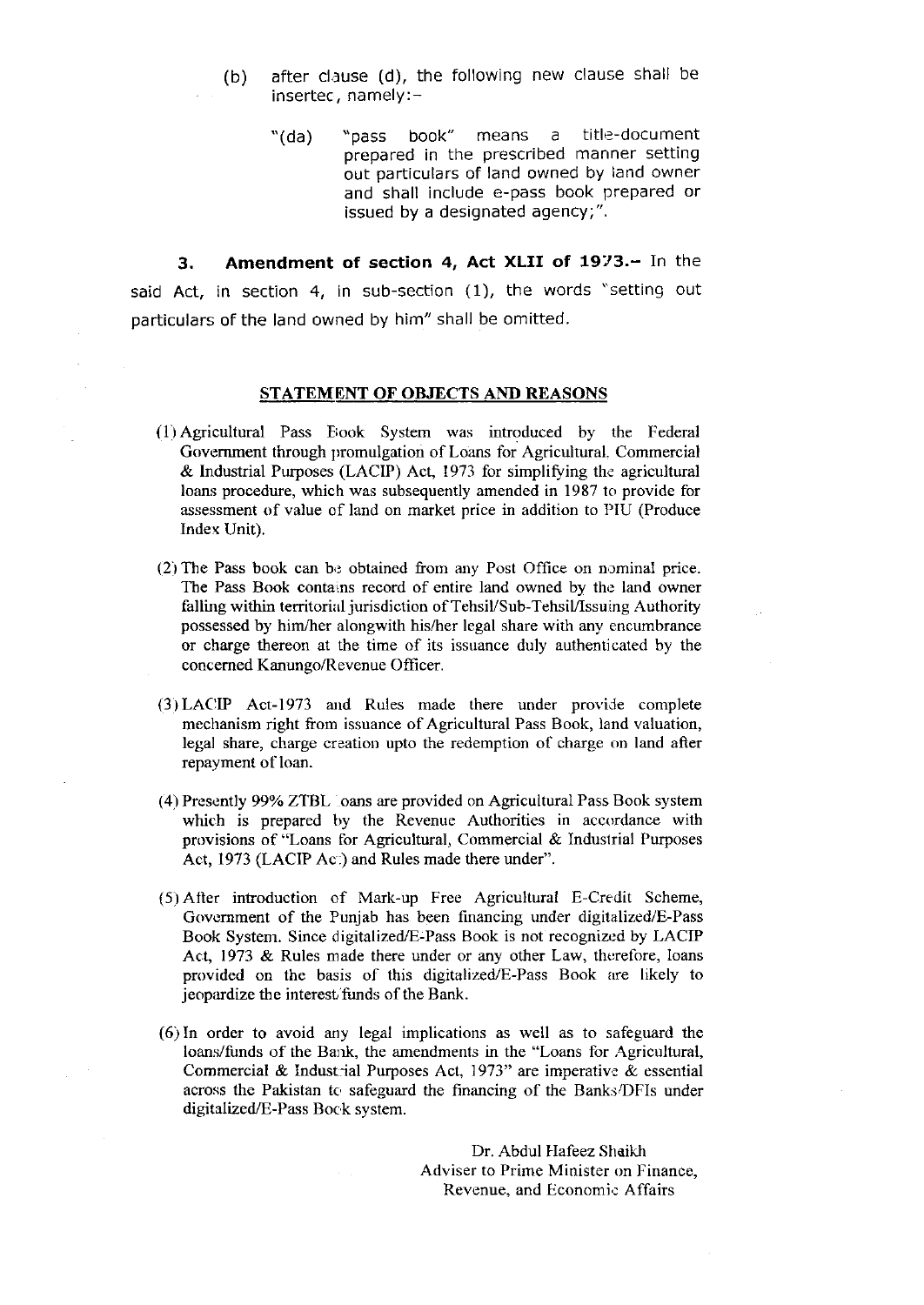(b) after clause (d), the following new clause shall be insertec, namely:-

"(da) "pass book" means a title-document prepared in the prescribed manner setting out particulars of land owned by land owner and shall include e-pass book prepared or issued by a designated agency;".

**3. Amendment of section 4, Act XLII of 1973.-** In the said Act, in section 4, in sub-section (1), the words "setting out particulars of the land owned by him" shall be omitted.

## STATEMENT OF OBJECTS AND REASONS

(1) Agricultural Pass Book System was introduced by the Federal Government through promulgation of Loans for Agricultural, Commercial & Industrial Purposes (LACIP) Act, 1973 for simplifying the agricultural loans procedure, which was subsequently amended in 1987 to provide for assessment of value of land on market price in addition to PIU (Produce Index Unit).

(2) The Pass book can be obtained from any Post Office on nominal price. The Pass Book contains record of entire land owned by the land owner falling within territorial jurisdiction of Tehsil/Sub-Tehsil/Issuing Authority possessed by him/her alongwith his/her legal share with any encumbrance or charge thereon at the time of its issuance duly authenticated by the concerned Kanungo/Revenue Officer.

(3) LACIP Act-1973 and Rules made there under provide complete mechanism right from issuance of Agricultural Pass Book, land valuation, legal share, charge creation upto the redemption of charge on land after repayment of loan.

(4) Presently 99% ZTBL loans are provided on Agricultural Pass Book system which is prepared by the Revenue Authorities in accordance with provisions of "Loans for Agricultural, Commercial & Industrial Purposes Act, 1973 (LACIP Act) and Rules made there under".

(5) After introduction of Mark-up Free Agricultural E-Credit Scheme, Government of the Punjab has been financing under digitalized/E-Pass Book System. Since digitalized/E-Pass Book is not recognized by LACIP Act, 1973 & Rules made there under or any other Law, therefore, loans provided on the basis of this digitalized/E-Pass Book are likely to jeopardize the interest/funds of the Bank.

(6) In order to avoid any legal implications as well as to safeguard the loans/funds of the Bank, the amendments in the "Loans for Agricultural, Commercial & Industrial Purposes Act, 1973" are imperative & essential across the Pakistan to safeguard the financing of the Banks/DFIs under digitalized/E-Pass Book system.

Dr. Abdul Hafeez Shaikh
Adviser to Prime Minister on Finance,
Revenue, and Economic Affairs